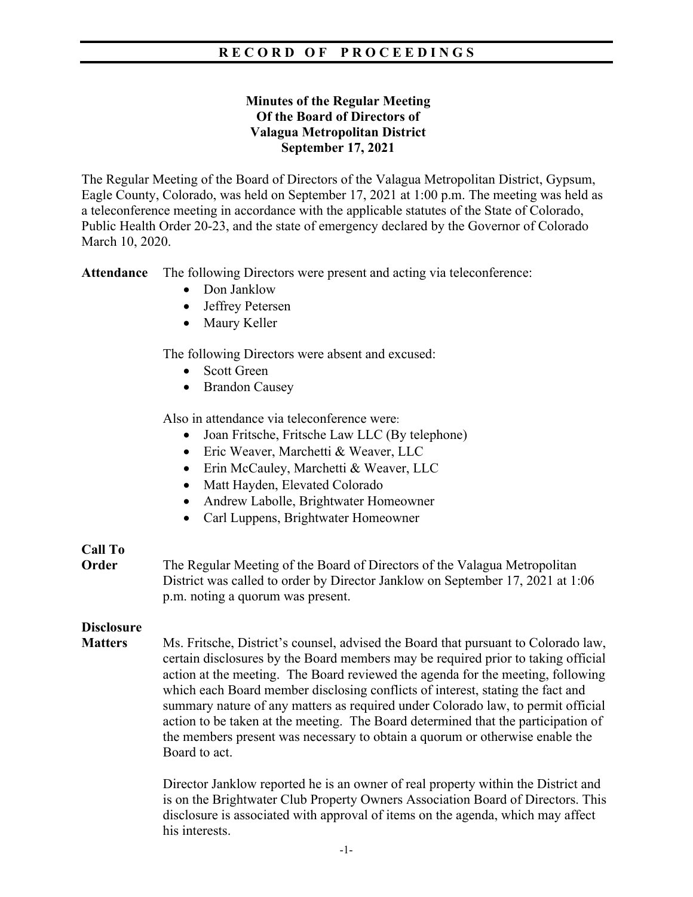**RECORD OF PROCEEDINGS**

**Minutes of the Regular Meeting**
**Of the Board of Directors of**
**Valagua Metropolitan District**
**September 17, 2021**

The Regular Meeting of the Board of Directors of the Valagua Metropolitan District, Gypsum, Eagle County, Colorado, was held on September 17, 2021 at 1:00 p.m. The meeting was held as a teleconference meeting in accordance with the applicable statutes of the State of Colorado, Public Health Order 20-23, and the state of emergency declared by the Governor of Colorado March 10, 2020.

**Attendance** The following Directors were present and acting via teleconference:

- Don Janklow
- Jeffrey Petersen
- Maury Keller

The following Directors were absent and excused:

- Scott Green
- Brandon Causey

Also in attendance via teleconference were:

- Joan Fritsche, Fritsche Law LLC (By telephone)
- Eric Weaver, Marchetti & Weaver, LLC
- Erin McCauley, Marchetti & Weaver, LLC
- Matt Hayden, Elevated Colorado
- Andrew Labolle, Brightwater Homeowner
- Carl Luppens, Brightwater Homeowner

**Call To Order** The Regular Meeting of the Board of Directors of the Valagua Metropolitan District was called to order by Director Janklow on September 17, 2021 at 1:06 p.m. noting a quorum was present.

**Disclosure Matters** Ms. Fritsche, District's counsel, advised the Board that pursuant to Colorado law, certain disclosures by the Board members may be required prior to taking official action at the meeting. The Board reviewed the agenda for the meeting, following which each Board member disclosing conflicts of interest, stating the fact and summary nature of any matters as required under Colorado law, to permit official action to be taken at the meeting. The Board determined that the participation of the members present was necessary to obtain a quorum or otherwise enable the Board to act.

Director Janklow reported he is an owner of real property within the District and is on the Brightwater Club Property Owners Association Board of Directors. This disclosure is associated with approval of items on the agenda, which may affect his interests.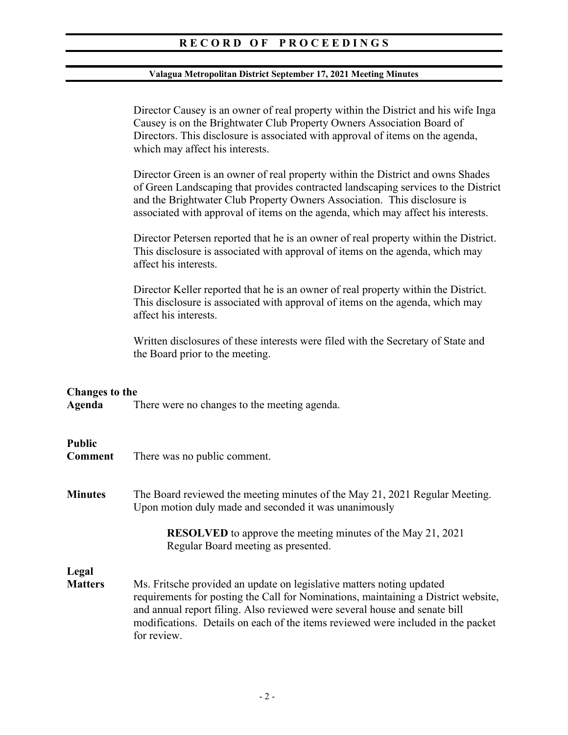Director Causey is an owner of real property within the District and his wife Inga Causey is on the Brightwater Club Property Owners Association Board of Directors. This disclosure is associated with approval of items on the agenda, which may affect his interests.

Director Green is an owner of real property within the District and owns Shades of Green Landscaping that provides contracted landscaping services to the District and the Brightwater Club Property Owners Association. This disclosure is associated with approval of items on the agenda, which may affect his interests.

Director Petersen reported that he is an owner of real property within the District. This disclosure is associated with approval of items on the agenda, which may affect his interests.

Director Keller reported that he is an owner of real property within the District. This disclosure is associated with approval of items on the agenda, which may affect his interests.

Written disclosures of these interests were filed with the Secretary of State and the Board prior to the meeting.

**Changes to the Agenda**

There were no changes to the meeting agenda.

**Public Comment**

There was no public comment.

**Minutes**

The Board reviewed the meeting minutes of the May 21, 2021 Regular Meeting. Upon motion duly made and seconded it was unanimously

> **RESOLVED** to approve the meeting minutes of the May 21, 2021 Regular Board meeting as presented.

**Legal Matters**

Ms. Fritsche provided an update on legislative matters noting updated requirements for posting the Call for Nominations, maintaining a District website, and annual report filing. Also reviewed were several house and senate bill modifications. Details on each of the items reviewed were included in the packet for review.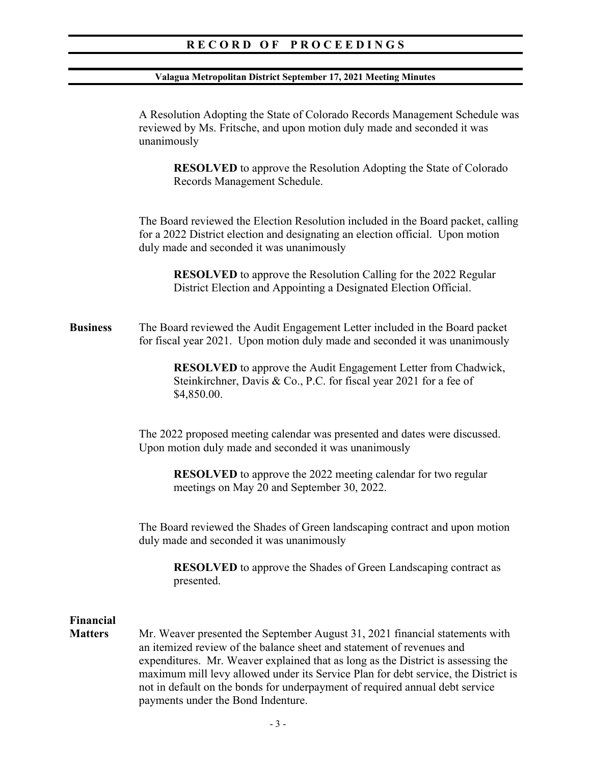A Resolution Adopting the State of Colorado Records Management Schedule was reviewed by Ms. Fritsche, and upon motion duly made and seconded it was unanimously

> **RESOLVED** to approve the Resolution Adopting the State of Colorado Records Management Schedule.

The Board reviewed the Election Resolution included in the Board packet, calling for a 2022 District election and designating an election official. Upon motion duly made and seconded it was unanimously

> **RESOLVED** to approve the Resolution Calling for the 2022 Regular District Election and Appointing a Designated Election Official.

**Business**

The Board reviewed the Audit Engagement Letter included in the Board packet for fiscal year 2021. Upon motion duly made and seconded it was unanimously

> **RESOLVED** to approve the Audit Engagement Letter from Chadwick, Steinkirchner, Davis & Co., P.C. for fiscal year 2021 for a fee of $4,850.00.

The 2022 proposed meeting calendar was presented and dates were discussed. Upon motion duly made and seconded it was unanimously

> **RESOLVED** to approve the 2022 meeting calendar for two regular meetings on May 20 and September 30, 2022.

The Board reviewed the Shades of Green landscaping contract and upon motion duly made and seconded it was unanimously

> **RESOLVED** to approve the Shades of Green Landscaping contract as presented.

**Financial Matters**

Mr. Weaver presented the September August 31, 2021 financial statements with an itemized review of the balance sheet and statement of revenues and expenditures. Mr. Weaver explained that as long as the District is assessing the maximum mill levy allowed under its Service Plan for debt service, the District is not in default on the bonds for underpayment of required annual debt service payments under the Bond Indenture.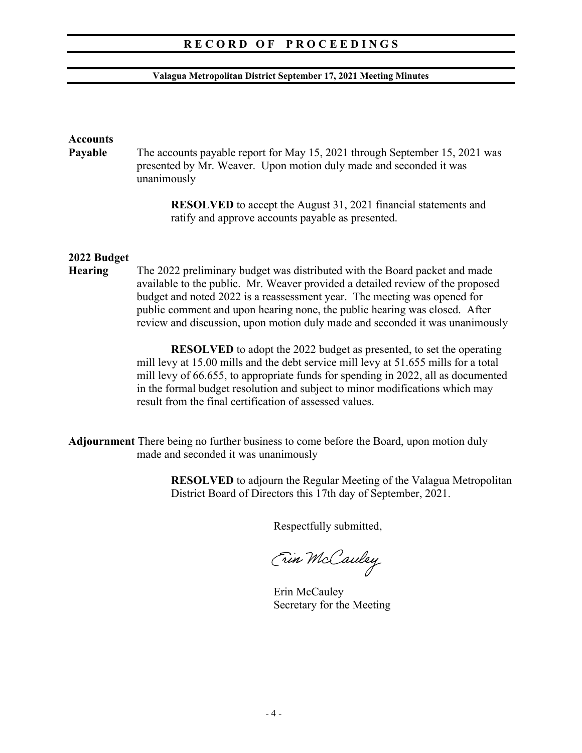**Accounts Payable**

The accounts payable report for May 15, 2021 through September 15, 2021 was presented by Mr. Weaver. Upon motion duly made and seconded it was unanimously

> **RESOLVED** to accept the August 31, 2021 financial statements and ratify and approve accounts payable as presented.

**2022 Budget Hearing**

The 2022 preliminary budget was distributed with the Board packet and made available to the public. Mr. Weaver provided a detailed review of the proposed budget and noted 2022 is a reassessment year. The meeting was opened for public comment and upon hearing none, the public hearing was closed. After review and discussion, upon motion duly made and seconded it was unanimously

**RESOLVED** to adopt the 2022 budget as presented, to set the operating mill levy at 15.00 mills and the debt service mill levy at 51.655 mills for a total mill levy of 66.655, to appropriate funds for spending in 2022, all as documented in the formal budget resolution and subject to minor modifications which may result from the final certification of assessed values.

**Adjournment**

There being no further business to come before the Board, upon motion duly made and seconded it was unanimously

> **RESOLVED** to adjourn the Regular Meeting of the Valagua Metropolitan District Board of Directors this 17th day of September, 2021.

Respectfully submitted,

Erin McCauley

Erin McCauley
Secretary for the Meeting